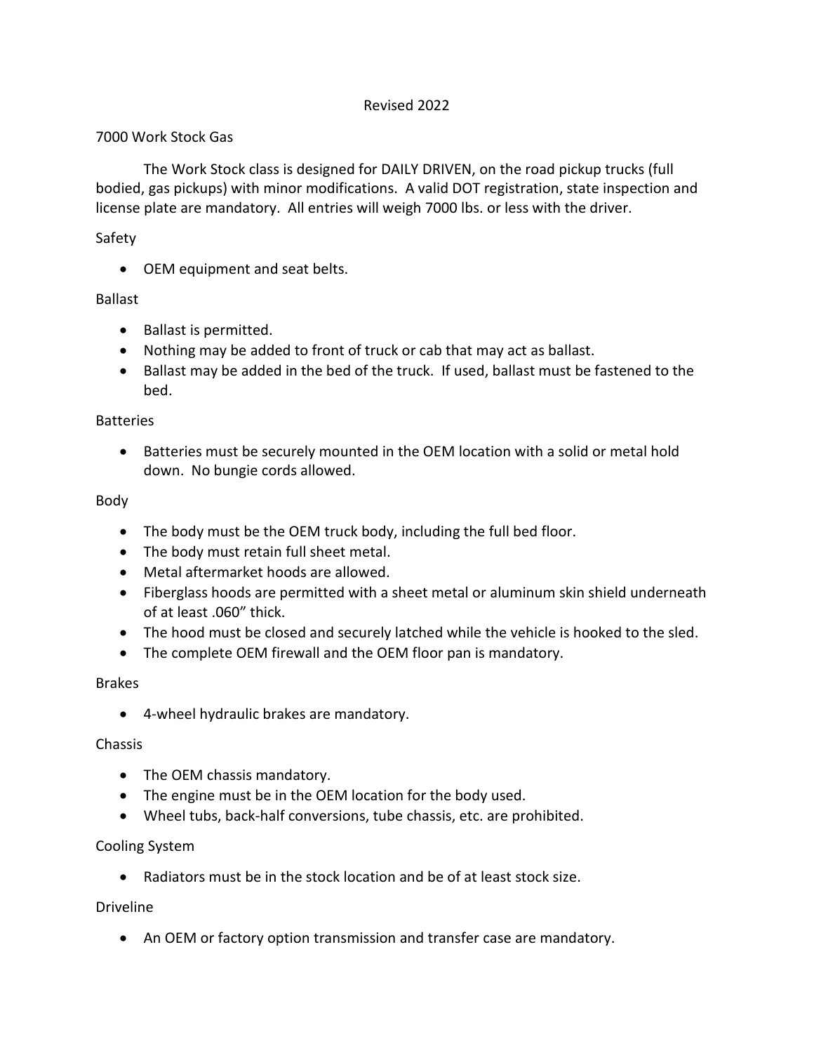Revised 2022

## 7000 Work Stock Gas

The Work Stock class is designed for DAILY DRIVEN, on the road pickup trucks (full bodied, gas pickups) with minor modifications. A valid DOT registration, state inspection and license plate are mandatory. All entries will weigh 7000 lbs. or less with the driver.

### Safety

- OEM equipment and seat belts.

### Ballast

- Ballast is permitted.
- Nothing may be added to front of truck or cab that may act as ballast.
- Ballast may be added in the bed of the truck. If used, ballast must be fastened to the bed.

### Batteries

- Batteries must be securely mounted in the OEM location with a solid or metal hold down. No bungie cords allowed.

### Body

- The body must be the OEM truck body, including the full bed floor.
- The body must retain full sheet metal.
- Metal aftermarket hoods are allowed.
- Fiberglass hoods are permitted with a sheet metal or aluminum skin shield underneath of at least .060" thick.
- The hood must be closed and securely latched while the vehicle is hooked to the sled.
- The complete OEM firewall and the OEM floor pan is mandatory.

### Brakes

- 4-wheel hydraulic brakes are mandatory.

### Chassis

- The OEM chassis mandatory.
- The engine must be in the OEM location for the body used.
- Wheel tubs, back-half conversions, tube chassis, etc. are prohibited.

### Cooling System

- Radiators must be in the stock location and be of at least stock size.

### Driveline

- An OEM or factory option transmission and transfer case are mandatory.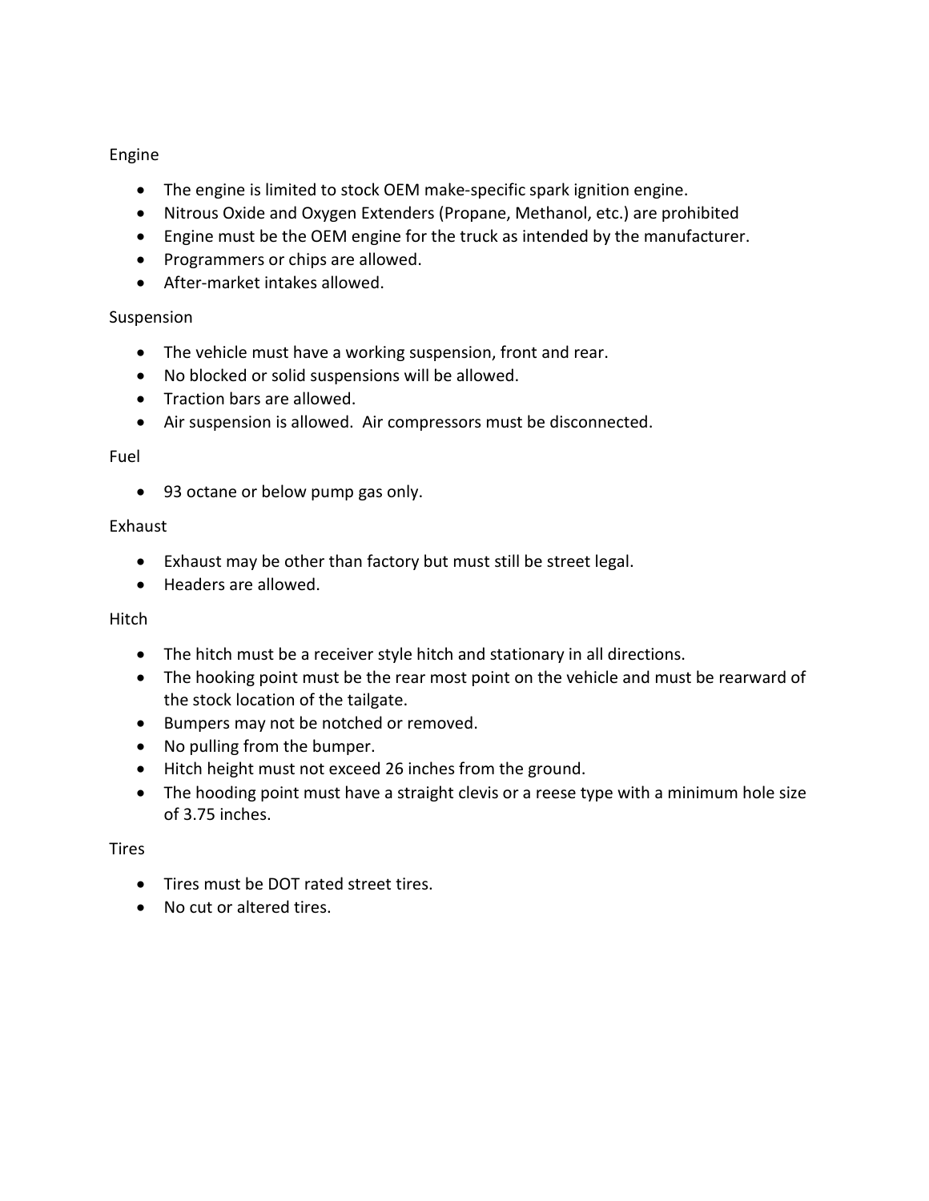## Engine

- The engine is limited to stock OEM make-specific spark ignition engine.
- Nitrous Oxide and Oxygen Extenders (Propane, Methanol, etc.) are prohibited
- Engine must be the OEM engine for the truck as intended by the manufacturer.
- Programmers or chips are allowed.
- After-market intakes allowed.

## Suspension

- The vehicle must have a working suspension, front and rear.
- No blocked or solid suspensions will be allowed.
- Traction bars are allowed.
- Air suspension is allowed. Air compressors must be disconnected.

## Fuel

- 93 octane or below pump gas only.

## Exhaust

- Exhaust may be other than factory but must still be street legal.
- Headers are allowed.

## Hitch

- The hitch must be a receiver style hitch and stationary in all directions.
- The hooking point must be the rear most point on the vehicle and must be rearward of the stock location of the tailgate.
- Bumpers may not be notched or removed.
- No pulling from the bumper.
- Hitch height must not exceed 26 inches from the ground.
- The hooding point must have a straight clevis or a reese type with a minimum hole size of 3.75 inches.

## Tires

- Tires must be DOT rated street tires.
- No cut or altered tires.